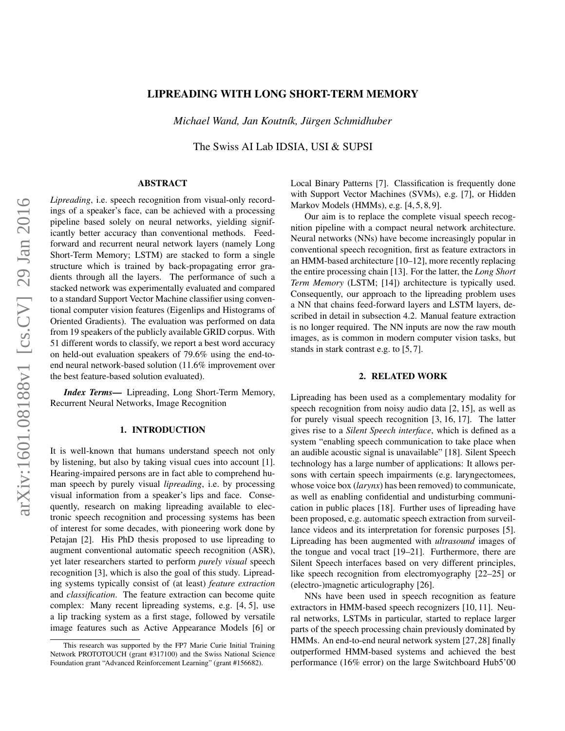# LIPREADING WITH LONG SHORT-TERM MEMORY

*Michael Wand, Jan Koutník, Jürgen Schmidhuber*

The Swiss AI Lab IDSIA, USI & SUPSI

## ABSTRACT

*Lipreading*, i.e. speech recognition from visual-only recordings of a speaker's face, can be achieved with a processing pipeline based solely on neural networks, yielding significantly better accuracy than conventional methods. Feed-forward and recurrent neural network layers (namely Long Short-Term Memory; LSTM) are stacked to form a single structure which is trained by back-propagating error gradients through all the layers. The performance of such a stacked network was experimentally evaluated and compared to a standard Support Vector Machine classifier using conventional computer vision features (Eigenlips and Histograms of Oriented Gradients). The evaluation was performed on data from 19 speakers of the publicly available GRID corpus. With 51 different words to classify, we report a best word accuracy on held-out evaluation speakers of 79.6% using the end-to-end neural network-based solution (11.6% improvement over the best feature-based solution evaluated).

***Index Terms*—** Lipreading, Long Short-Term Memory, Recurrent Neural Networks, Image Recognition

## 1. INTRODUCTION

It is well-known that humans understand speech not only by listening, but also by taking visual cues into account [1]. Hearing-impaired persons are in fact able to comprehend human speech by purely visual *lipreading*, i.e. by processing visual information from a speaker's lips and face. Consequently, research on making lipreading available to electronic speech recognition and processing systems has been of interest for some decades, with pioneering work done by Petajan [2]. His PhD thesis proposed to use lipreading to augment conventional automatic speech recognition (ASR), yet later researchers started to perform *purely visual* speech recognition [3], which is also the goal of this study. Lipreading systems typically consist of (at least) *feature extraction* and *classification*. The feature extraction can become quite complex: Many recent lipreading systems, e.g. [4, 5], use a lip tracking system as a first stage, followed by versatile image features such as Active Appearance Models [6] or Local Binary Patterns [7]. Classification is frequently done with Support Vector Machines (SVMs), e.g. [7], or Hidden Markov Models (HMMs), e.g. [4, 5, 8, 9].

Our aim is to replace the complete visual speech recognition pipeline with a compact neural network architecture. Neural networks (NNs) have become increasingly popular in conventional speech recognition, first as feature extractors in an HMM-based architecture [10–12], more recently replacing the entire processing chain [13]. For the latter, the *Long Short Term Memory* (LSTM; [14]) architecture is typically used. Consequently, our approach to the lipreading problem uses a NN that chains feed-forward layers and LSTM layers, described in detail in subsection 4.2. Manual feature extraction is no longer required. The NN inputs are now the raw mouth images, as is common in modern computer vision tasks, but stands in stark contrast e.g. to [5, 7].

## 2. RELATED WORK

Lipreading has been used as a complementary modality for speech recognition from noisy audio data [2, 15], as well as for purely visual speech recognition [3, 16, 17]. The latter gives rise to a *Silent Speech interface*, which is defined as a system "enabling speech communication to take place when an audible acoustic signal is unavailable" [18]. Silent Speech technology has a large number of applications: It allows persons with certain speech impairments (e.g. laryngectomees, whose voice box (*larynx*) has been removed) to communicate, as well as enabling confidential and undisturbing communication in public places [18]. Further uses of lipreading have been proposed, e.g. automatic speech extraction from surveillance videos and its interpretation for forensic purposes [5]. Lipreading has been augmented with *ultrasound* images of the tongue and vocal tract [19–21]. Furthermore, there are Silent Speech interfaces based on very different principles, like speech recognition from electromyography [22–25] or (electro-)magnetic articulography [26].

NNs have been used in speech recognition as feature extractors in HMM-based speech recognizers [10, 11]. Neural networks, LSTMs in particular, started to replace larger parts of the speech processing chain previously dominated by HMMs. An end-to-end neural network system [27, 28] finally outperformed HMM-based systems and achieved the best performance (16% error) on the large Switchboard Hub5'00

This research was supported by the FP7 Marie Curie Initial Training Network PROTOTOUCH (grant #317100) and the Swiss National Science Foundation grant "Advanced Reinforcement Learning" (grant #156682).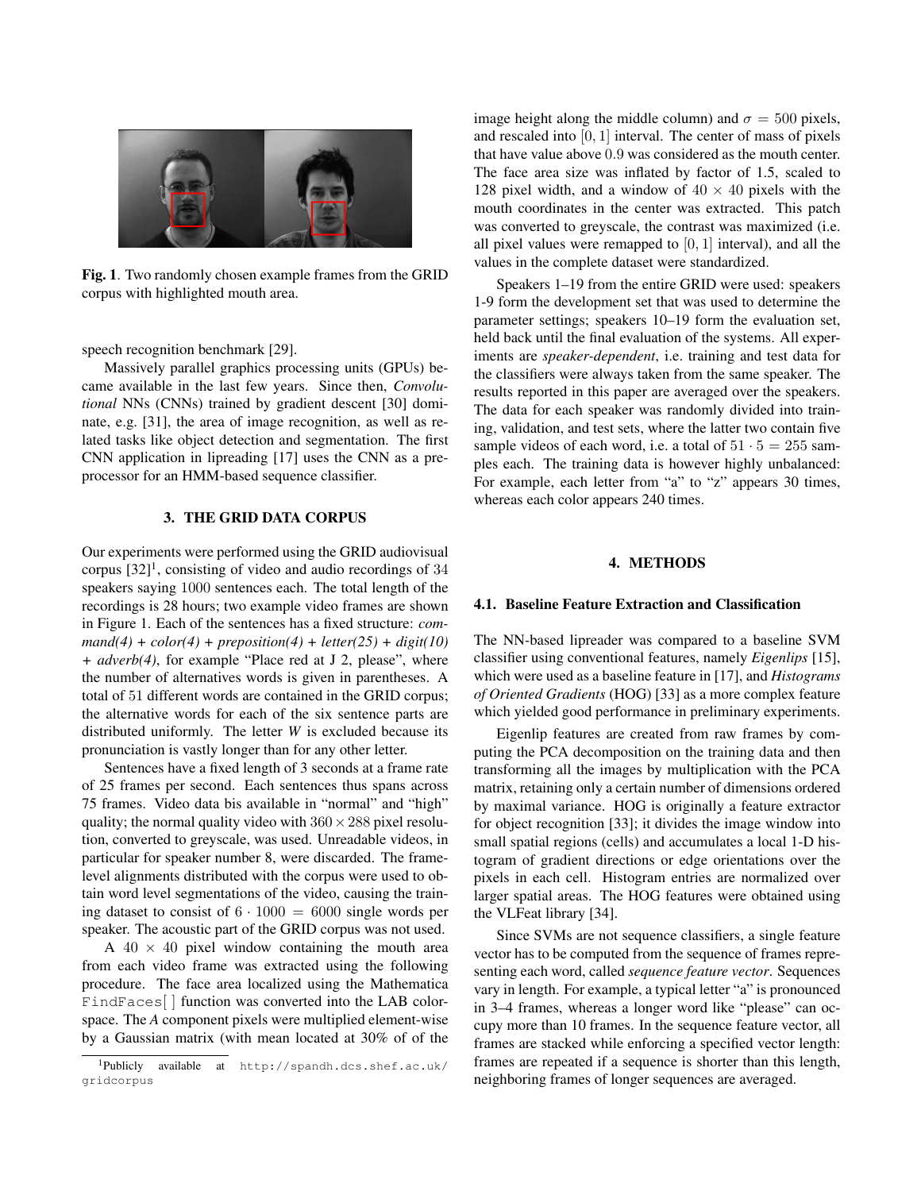Fig. 1. Two randomly chosen example frames from the GRID corpus with highlighted mouth area.

speech recognition benchmark [29].

Massively parallel graphics processing units (GPUs) became available in the last few years. Since then, *Convolutional* NNs (CNNs) trained by gradient descent [30] dominate, e.g. [31], the area of image recognition, as well as related tasks like object detection and segmentation. The first CNN application in lipreading [17] uses the CNN as a preprocessor for an HMM-based sequence classifier.

## 3. THE GRID DATA CORPUS

Our experiments were performed using the GRID audiovisual corpus [32][1], consisting of video and audio recordings of $34$ speakers saying $1000$ sentences each. The total length of the recordings is 28 hours; two example video frames are shown in Figure 1. Each of the sentences has a fixed structure: *command(4) + color(4) + preposition(4) + letter(25) + digit(10) + adverb(4)*, for example "Place red at J 2, please", where the number of alternatives words is given in parentheses. A total of $51$ different words are contained in the GRID corpus; the alternative words for each of the six sentence parts are distributed uniformly. The letter *W* is excluded because its pronunciation is vastly longer than for any other letter.

Sentences have a fixed length of 3 seconds at a frame rate of 25 frames per second. Each sentences thus spans across 75 frames. Video data bis available in "normal" and "high" quality; the normal quality video with $360 \times 288$ pixel resolution, converted to greyscale, was used. Unreadable videos, in particular for speaker number 8, were discarded. The frame-level alignments distributed with the corpus were used to obtain word level segmentations of the video, causing the training dataset to consist of $6 \cdot 1000 = 6000$ single words per speaker. The acoustic part of the GRID corpus was not used.

A $40 \times 40$ pixel window containing the mouth area from each video frame was extracted using the following procedure. The face area localized using the Mathematica `FindFaces[ ]` function was converted into the LAB colorspace. The *A* component pixels were multiplied element-wise by a Gaussian matrix (with mean located at 30% of of the image height along the middle column) and $\sigma = 500$ pixels, and rescaled into $[0, 1]$ interval. The center of mass of pixels that have value above $0.9$ was considered as the mouth center. The face area size was inflated by factor of 1.5, scaled to 128 pixel width, and a window of $40 \times 40$ pixels with the mouth coordinates in the center was extracted. This patch was converted to greyscale, the contrast was maximized (i.e. all pixel values were remapped to $[0, 1]$ interval), and all the values in the complete dataset were standardized.

Speakers 1–19 from the entire GRID were used: speakers 1-9 form the development set that was used to determine the parameter settings; speakers 10–19 form the evaluation set, held back until the final evaluation of the systems. All experiments are *speaker-dependent*, i.e. training and test data for the classifiers were always taken from the same speaker. The results reported in this paper are averaged over the speakers. The data for each speaker was randomly divided into training, validation, and test sets, where the latter two contain five sample videos of each word, i.e. a total of $51 \cdot 5 = 255$ samples each. The training data is however highly unbalanced: For example, each letter from "a" to "z" appears 30 times, whereas each color appears 240 times.

[1] Publicly available at `http://spandh.dcs.shef.ac.uk/gridcorpus`

## 4. METHODS

### 4.1. Baseline Feature Extraction and Classification

The NN-based lipreader was compared to a baseline SVM classifier using conventional features, namely *Eigenlips* [15], which were used as a baseline feature in [17], and *Histograms of Oriented Gradients* (HOG) [33] as a more complex feature which yielded good performance in preliminary experiments.

Eigenlip features are created from raw frames by computing the PCA decomposition on the training data and then transforming all the images by multiplication with the PCA matrix, retaining only a certain number of dimensions ordered by maximal variance. HOG is originally a feature extractor for object recognition [33]; it divides the image window into small spatial regions (cells) and accumulates a local 1-D histogram of gradient directions or edge orientations over the pixels in each cell. Histogram entries are normalized over larger spatial areas. The HOG features were obtained using the VLFeat library [34].

Since SVMs are not sequence classifiers, a single feature vector has to be computed from the sequence of frames representing each word, called *sequence feature vector*. Sequences vary in length. For example, a typical letter "a" is pronounced in 3–4 frames, whereas a longer word like "please" can occupy more than 10 frames. In the sequence feature vector, all frames are stacked while enforcing a specified vector length: frames are repeated if a sequence is shorter than this length, neighboring frames of longer sequences are averaged.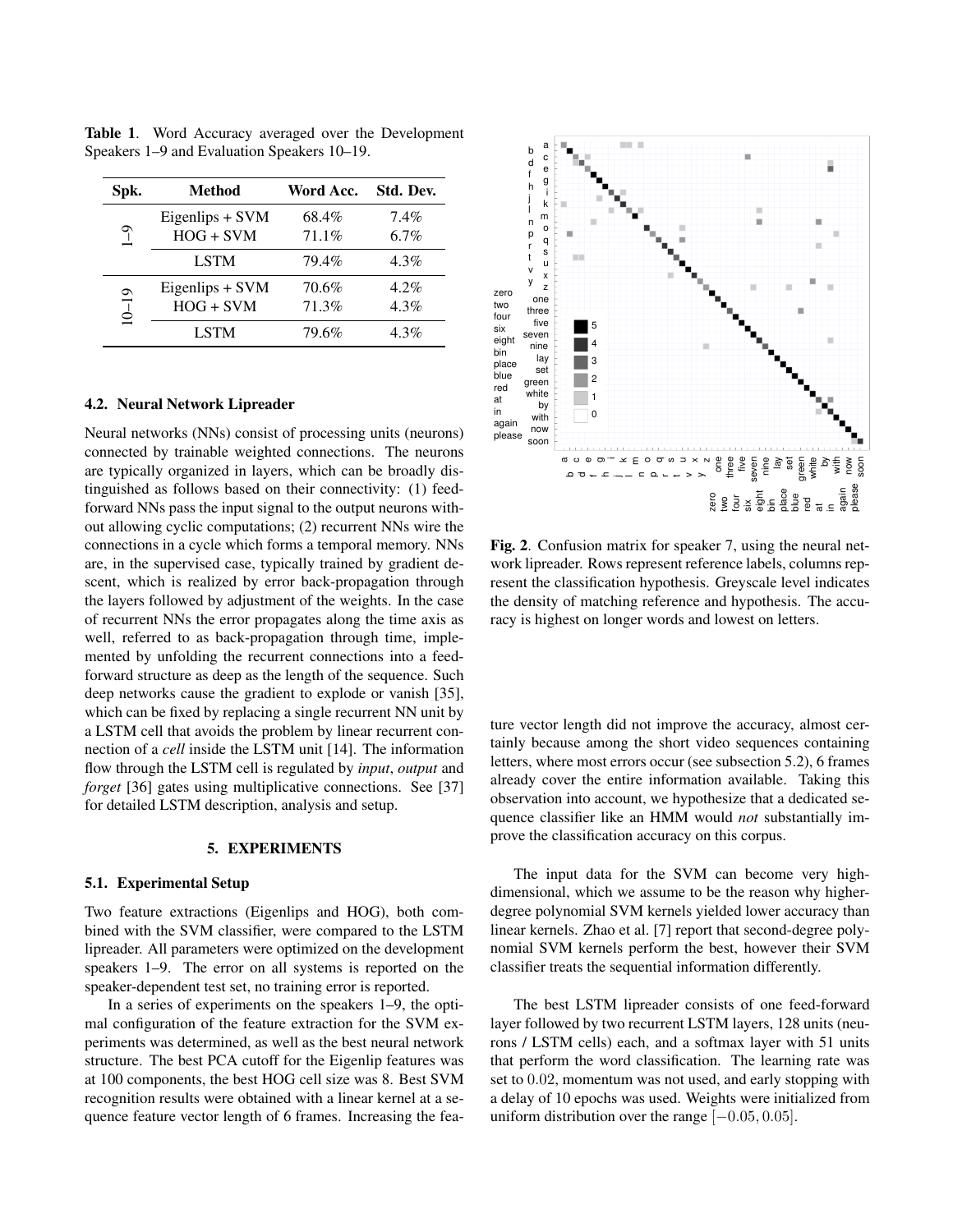**Table 1**. Word Accuracy averaged over the Development Speakers 1–9 and Evaluation Speakers 10–19.

| Spk. | Method | Word Acc. | Std. Dev. |
|---|---|---|---|
| 1–9 | Eigenlips + SVM | 68.4% | 7.4% |
| | HOG + SVM | 71.1% | 6.7% |
| | LSTM | 79.4% | 4.3% |
| 10–19 | Eigenlips + SVM | 70.6% | 4.2% |
| | HOG + SVM | 71.3% | 4.3% |
| | LSTM | 79.6% | 4.3% |

### 4.2. Neural Network Lipreader

Neural networks (NNs) consist of processing units (neurons) connected by trainable weighted connections. The neurons are typically organized in layers, which can be broadly distinguished as follows based on their connectivity: (1) feed-forward NNs pass the input signal to the output neurons without allowing cyclic computations; (2) recurrent NNs wire the connections in a cycle which forms a temporal memory. NNs are, in the supervised case, typically trained by gradient descent, which is realized by error back-propagation through the layers followed by adjustment of the weights. In the case of recurrent NNs the error propagates along the time axis as well, referred to as back-propagation through time, implemented by unfolding the recurrent connections into a feed-forward structure as deep as the length of the sequence. Such deep networks cause the gradient to explode or vanish [35], which can be fixed by replacing a single recurrent NN unit by a LSTM cell that avoids the problem by linear recurrent connection of a *cell* inside the LSTM unit [14]. The information flow through the LSTM cell is regulated by *input*, *output* and *forget* [36] gates using multiplicative connections. See [37] for detailed LSTM description, analysis and setup.

## 5. EXPERIMENTS

### 5.1. Experimental Setup

Two feature extractions (Eigenlips and HOG), both combined with the SVM classifier, were compared to the LSTM lipreader. All parameters were optimized on the development speakers 1–9. The error on all systems is reported on the speaker-dependent test set, no training error is reported.

In a series of experiments on the speakers 1–9, the optimal configuration of the feature extraction for the SVM experiments was determined, as well as the best neural network structure. The best PCA cutoff for the Eigenlip features was at 100 components, the best HOG cell size was 8. Best SVM recognition results were obtained with a linear kernel at a sequence feature vector length of 6 frames. Increasing the feature vector length did not improve the accuracy, almost certainly because among the short video sequences containing letters, where most errors occur (see subsection 5.2), 6 frames already cover the entire information available. Taking this observation into account, we hypothesize that a dedicated sequence classifier like an HMM would *not* substantially improve the classification accuracy on this corpus.

**Fig. 2**. Confusion matrix for speaker 7, using the neural network lipreader. Rows represent reference labels, columns represent the classification hypothesis. Greyscale level indicates the density of matching reference and hypothesis. The accuracy is highest on longer words and lowest on letters.

The input data for the SVM can become very high-dimensional, which we assume to be the reason why higher-degree polynomial SVM kernels yielded lower accuracy than linear kernels. Zhao et al. [7] report that second-degree polynomial SVM kernels perform the best, however their SVM classifier treats the sequential information differently.

The best LSTM lipreader consists of one feed-forward layer followed by two recurrent LSTM layers, 128 units (neurons / LSTM cells) each, and a softmax layer with 51 units that perform the word classification. The learning rate was set to $0.02$, momentum was not used, and early stopping with a delay of 10 epochs was used. Weights were initialized from uniform distribution over the range $[-0.05, 0.05]$.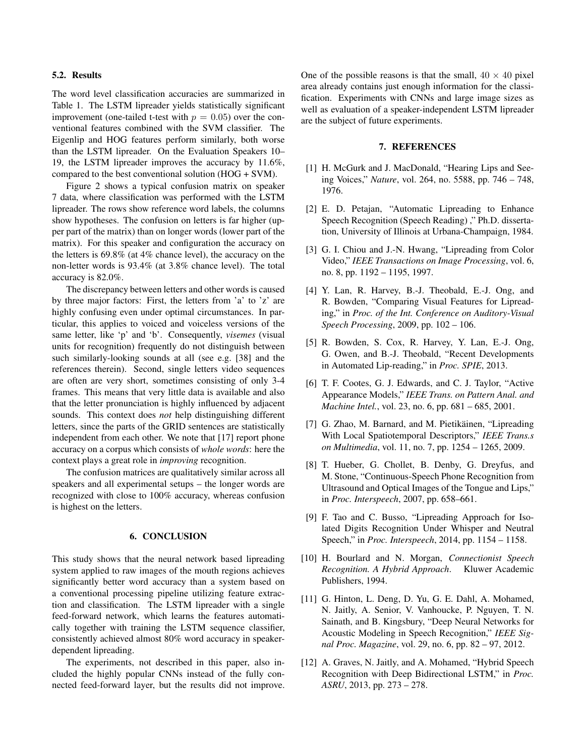### 5.2. Results

The word level classification accuracies are summarized in Table 1. The LSTM lipreader yields statistically significant improvement (one-tailed t-test with $p = 0.05$) over the conventional features combined with the SVM classifier. The Eigenlip and HOG features perform similarly, both worse than the LSTM lipreader. On the Evaluation Speakers 10–19, the LSTM lipreader improves the accuracy by 11.6%, compared to the best conventional solution (HOG + SVM).

Figure 2 shows a typical confusion matrix on speaker 7 data, where classification was performed with the LSTM lipreader. The rows show reference word labels, the columns show hypotheses. The confusion on letters is far higher (upper part of the matrix) than on longer words (lower part of the matrix). For this speaker and configuration the accuracy on the letters is 69.8% (at 4% chance level), the accuracy on the non-letter words is 93.4% (at 3.8% chance level). The total accuracy is 82.0%.

The discrepancy between letters and other words is caused by three major factors: First, the letters from 'a' to 'z' are highly confusing even under optimal circumstances. In particular, this applies to voiced and voiceless versions of the same letter, like 'p' and 'b'. Consequently, *visemes* (visual units for recognition) frequently do not distinguish between such similarly-looking sounds at all (see e.g. [38] and the references therein). Second, single letters video sequences are often are very short, sometimes consisting of only 3-4 frames. This means that very little data is available and also that the letter pronunciation is highly influenced by adjacent sounds. This context does *not* help distinguishing different letters, since the parts of the GRID sentences are statistically independent from each other. We note that [17] report phone accuracy on a corpus which consists of *whole words*: here the context plays a great role in *improving* recognition.

The confusion matrices are qualitatively similar across all speakers and all experimental setups – the longer words are recognized with close to 100% accuracy, whereas confusion is highest on the letters.

## 6. CONCLUSION

This study shows that the neural network based lipreading system applied to raw images of the mouth regions achieves significantly better word accuracy than a system based on a conventional processing pipeline utilizing feature extraction and classification. The LSTM lipreader with a single feed-forward network, which learns the features automatically together with training the LSTM sequence classifier, consistently achieved almost 80% word accuracy in speaker-dependent lipreading.

The experiments, not described in this paper, also included the highly popular CNNs instead of the fully connected feed-forward layer, but the results did not improve. One of the possible reasons is that the small, $40 \times 40$ pixel area already contains just enough information for the classification. Experiments with CNNs and large image sizes as well as evaluation of a speaker-independent LSTM lipreader are the subject of future experiments.

## 7. REFERENCES

[1] H. McGurk and J. MacDonald, "Hearing Lips and Seeing Voices," *Nature*, vol. 264, no. 5588, pp. 746 – 748, 1976.

[2] E. D. Petajan, "Automatic Lipreading to Enhance Speech Recognition (Speech Reading) ," Ph.D. dissertation, University of Illinois at Urbana-Champaign, 1984.

[3] G. I. Chiou and J.-N. Hwang, "Lipreading from Color Video," *IEEE Transactions on Image Processing*, vol. 6, no. 8, pp. 1192 – 1195, 1997.

[4] Y. Lan, R. Harvey, B.-J. Theobald, E.-J. Ong, and R. Bowden, "Comparing Visual Features for Lipreading," in *Proc. of the Int. Conference on Auditory-Visual Speech Processing*, 2009, pp. 102 – 106.

[5] R. Bowden, S. Cox, R. Harvey, Y. Lan, E.-J. Ong, G. Owen, and B.-J. Theobald, "Recent Developments in Automated Lip-reading," in *Proc. SPIE*, 2013.

[6] T. F. Cootes, G. J. Edwards, and C. J. Taylor, "Active Appearance Models," *IEEE Trans. on Pattern Anal. and Machine Intel.*, vol. 23, no. 6, pp. 681 – 685, 2001.

[7] G. Zhao, M. Barnard, and M. Pietikäinen, "Lipreading With Local Spatiotemporal Descriptors," *IEEE Trans.s on Multimedia*, vol. 11, no. 7, pp. 1254 – 1265, 2009.

[8] T. Hueber, G. Chollet, B. Denby, G. Dreyfus, and M. Stone, "Continuous-Speech Phone Recognition from Ultrasound and Optical Images of the Tongue and Lips," in *Proc. Interspeech*, 2007, pp. 658–661.

[9] F. Tao and C. Busso, "Lipreading Approach for Isolated Digits Recognition Under Whisper and Neutral Speech," in *Proc. Interspeech*, 2014, pp. 1154 – 1158.

[10] H. Bourlard and N. Morgan, *Connectionist Speech Recognition. A Hybrid Approach*. Kluwer Academic Publishers, 1994.

[11] G. Hinton, L. Deng, D. Yu, G. E. Dahl, A. Mohamed, N. Jaitly, A. Senior, V. Vanhoucke, P. Nguyen, T. N. Sainath, and B. Kingsbury, "Deep Neural Networks for Acoustic Modeling in Speech Recognition," *IEEE Signal Proc. Magazine*, vol. 29, no. 6, pp. 82 – 97, 2012.

[12] A. Graves, N. Jaitly, and A. Mohamed, "Hybrid Speech Recognition with Deep Bidirectional LSTM," in *Proc. ASRU*, 2013, pp. 273 – 278.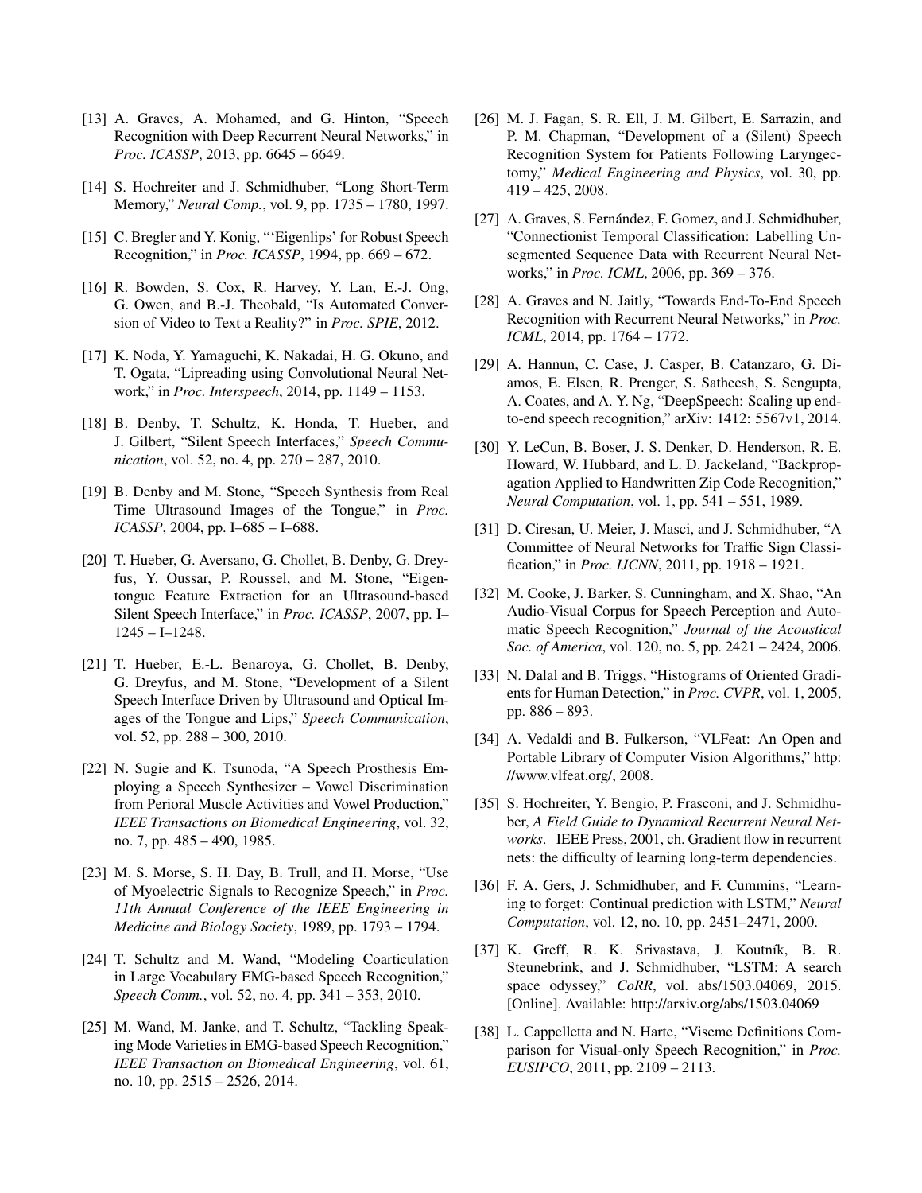[13] A. Graves, A. Mohamed, and G. Hinton, "Speech Recognition with Deep Recurrent Neural Networks," in *Proc. ICASSP*, 2013, pp. 6645 – 6649.

[14] S. Hochreiter and J. Schmidhuber, "Long Short-Term Memory," *Neural Comp.*, vol. 9, pp. 1735 – 1780, 1997.

[15] C. Bregler and Y. Konig, "'Eigenlips' for Robust Speech Recognition," in *Proc. ICASSP*, 1994, pp. 669 – 672.

[16] R. Bowden, S. Cox, R. Harvey, Y. Lan, E.-J. Ong, G. Owen, and B.-J. Theobald, "Is Automated Conversion of Video to Text a Reality?" in *Proc. SPIE*, 2012.

[17] K. Noda, Y. Yamaguchi, K. Nakadai, H. G. Okuno, and T. Ogata, "Lipreading using Convolutional Neural Network," in *Proc. Interspeech*, 2014, pp. 1149 – 1153.

[18] B. Denby, T. Schultz, K. Honda, T. Hueber, and J. Gilbert, "Silent Speech Interfaces," *Speech Communication*, vol. 52, no. 4, pp. 270 – 287, 2010.

[19] B. Denby and M. Stone, "Speech Synthesis from Real Time Ultrasound Images of the Tongue," in *Proc. ICASSP*, 2004, pp. I–685 – I–688.

[20] T. Hueber, G. Aversano, G. Chollet, B. Denby, G. Dreyfus, Y. Oussar, P. Roussel, and M. Stone, "Eigentongue Feature Extraction for an Ultrasound-based Silent Speech Interface," in *Proc. ICASSP*, 2007, pp. I–1245 – I–1248.

[21] T. Hueber, E.-L. Benaroya, G. Chollet, B. Denby, G. Dreyfus, and M. Stone, "Development of a Silent Speech Interface Driven by Ultrasound and Optical Images of the Tongue and Lips," *Speech Communication*, vol. 52, pp. 288 – 300, 2010.

[22] N. Sugie and K. Tsunoda, "A Speech Prosthesis Employing a Speech Synthesizer – Vowel Discrimination from Perioral Muscle Activities and Vowel Production," *IEEE Transactions on Biomedical Engineering*, vol. 32, no. 7, pp. 485 – 490, 1985.

[23] M. S. Morse, S. H. Day, B. Trull, and H. Morse, "Use of Myoelectric Signals to Recognize Speech," in *Proc. 11th Annual Conference of the IEEE Engineering in Medicine and Biology Society*, 1989, pp. 1793 – 1794.

[24] T. Schultz and M. Wand, "Modeling Coarticulation in Large Vocabulary EMG-based Speech Recognition," *Speech Comm.*, vol. 52, no. 4, pp. 341 – 353, 2010.

[25] M. Wand, M. Janke, and T. Schultz, "Tackling Speaking Mode Varieties in EMG-based Speech Recognition," *IEEE Transaction on Biomedical Engineering*, vol. 61, no. 10, pp. 2515 – 2526, 2014.

[26] M. J. Fagan, S. R. Ell, J. M. Gilbert, E. Sarrazin, and P. M. Chapman, "Development of a (Silent) Speech Recognition System for Patients Following Laryngectomy," *Medical Engineering and Physics*, vol. 30, pp. 419 – 425, 2008.

[27] A. Graves, S. Fernández, F. Gomez, and J. Schmidhuber, "Connectionist Temporal Classification: Labelling Unsegmented Sequence Data with Recurrent Neural Networks," in *Proc. ICML*, 2006, pp. 369 – 376.

[28] A. Graves and N. Jaitly, "Towards End-To-End Speech Recognition with Recurrent Neural Networks," in *Proc. ICML*, 2014, pp. 1764 – 1772.

[29] A. Hannun, C. Case, J. Casper, B. Catanzaro, G. Diamos, E. Elsen, R. Prenger, S. Satheesh, S. Sengupta, A. Coates, and A. Y. Ng, "DeepSpeech: Scaling up end-to-end speech recognition," arXiv: 1412: 5567v1, 2014.

[30] Y. LeCun, B. Boser, J. S. Denker, D. Henderson, R. E. Howard, W. Hubbard, and L. D. Jackeland, "Backpropagation Applied to Handwritten Zip Code Recognition," *Neural Computation*, vol. 1, pp. 541 – 551, 1989.

[31] D. Ciresan, U. Meier, J. Masci, and J. Schmidhuber, "A Committee of Neural Networks for Traffic Sign Classification," in *Proc. IJCNN*, 2011, pp. 1918 – 1921.

[32] M. Cooke, J. Barker, S. Cunningham, and X. Shao, "An Audio-Visual Corpus for Speech Perception and Automatic Speech Recognition," *Journal of the Acoustical Soc. of America*, vol. 120, no. 5, pp. 2421 – 2424, 2006.

[33] N. Dalal and B. Triggs, "Histograms of Oriented Gradients for Human Detection," in *Proc. CVPR*, vol. 1, 2005, pp. 886 – 893.

[34] A. Vedaldi and B. Fulkerson, "VLFeat: An Open and Portable Library of Computer Vision Algorithms," http://www.vlfeat.org/, 2008.

[35] S. Hochreiter, Y. Bengio, P. Frasconi, and J. Schmidhuber, *A Field Guide to Dynamical Recurrent Neural Networks*. IEEE Press, 2001, ch. Gradient flow in recurrent nets: the difficulty of learning long-term dependencies.

[36] F. A. Gers, J. Schmidhuber, and F. Cummins, "Learning to forget: Continual prediction with LSTM," *Neural Computation*, vol. 12, no. 10, pp. 2451–2471, 2000.

[37] K. Greff, R. K. Srivastava, J. Koutník, B. R. Steunebrink, and J. Schmidhuber, "LSTM: A search space odyssey," *CoRR*, vol. abs/1503.04069, 2015. [Online]. Available: http://arxiv.org/abs/1503.04069

[38] L. Cappelletta and N. Harte, "Viseme Definitions Comparison for Visual-only Speech Recognition," in *Proc. EUSIPCO*, 2011, pp. 2109 – 2113.